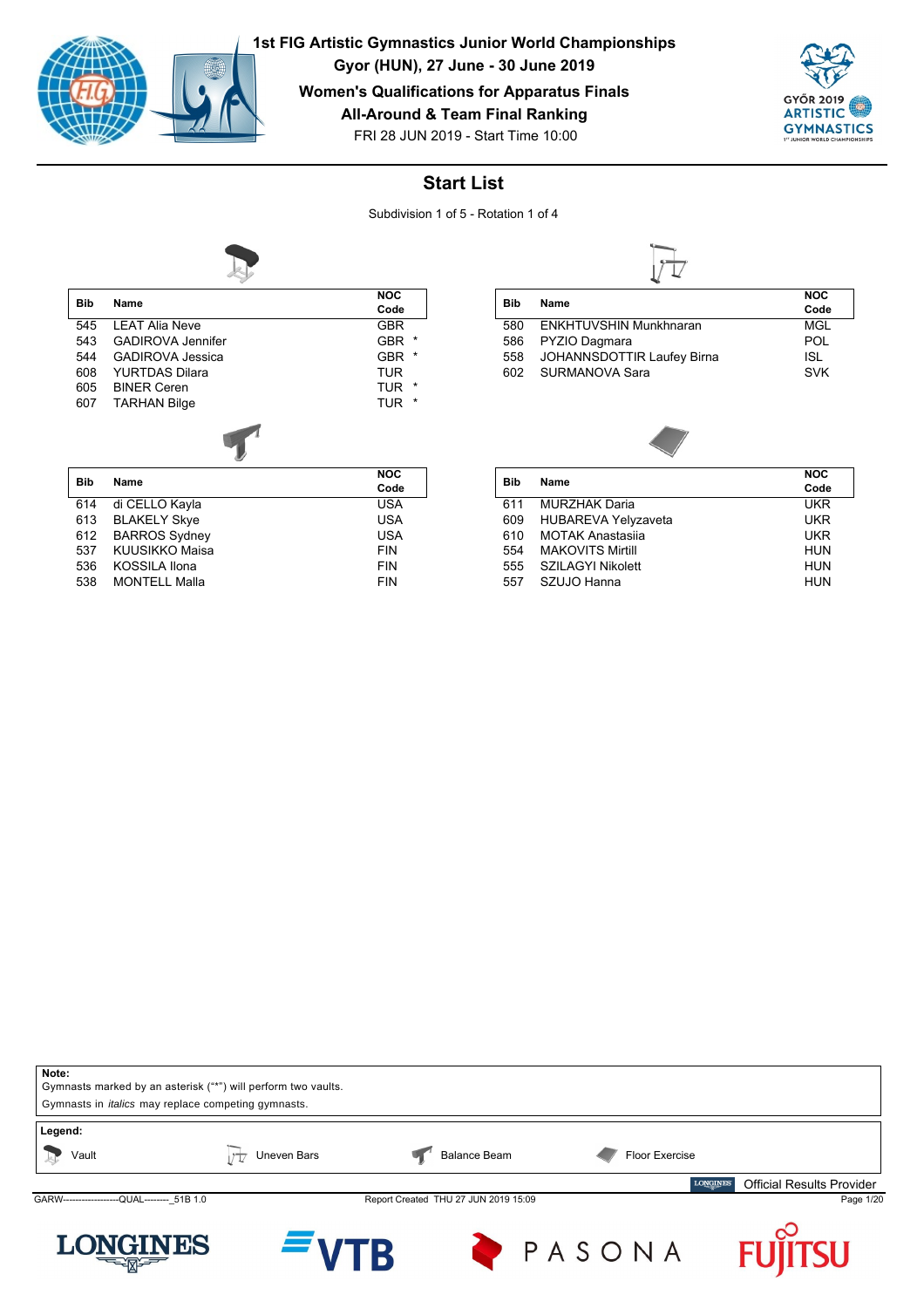# 1st FIG Artistic Gymnastics Junior World Championships

**Gyor (HUN), 27 June - 30 June 2019**

**Women's Qualifications for Apparatus Finals**

**All-Around & Team Final Ranking**

FRI 28 JUN 2019 - Start Time 10:00

## Start List

Subdivision 1 of 5 - Rotation 1 of 4

### Vault

| Bib | Name | NOC Code |
|---|---|---|
| 545 | LEAT Alia Neve | GBR |
| 543 | GADIROVA Jennifer | GBR * |
| 544 | GADIROVA Jessica | GBR * |
| 608 | YURTDAS Dilara | TUR |
| 605 | BINER Ceren | TUR * |
| 607 | TARHAN Bilge | TUR * |

### Uneven Bars

| Bib | Name | NOC Code |
|---|---|---|
| 580 | ENKHTUVSHIN Munkhnaran | MGL |
| 586 | PYZIO Dagmara | POL |
| 558 | JOHANNSDOTTIR Laufey Birna | ISL |
| 602 | SURMANOVA Sara | SVK |

### Balance Beam

| Bib | Name | NOC Code |
|---|---|---|
| 614 | di CELLO Kayla | USA |
| 613 | BLAKELY Skye | USA |
| 612 | BARROS Sydney | USA |
| 537 | KUUSIKKO Maisa | FIN |
| 536 | KOSSILA Ilona | FIN |
| 538 | MONTELL Malla | FIN |

### Floor Exercise

| Bib | Name | NOC Code |
|---|---|---|
| 611 | MURZHAK Daria | UKR |
| 609 | HUBAREVA Yelyzaveta | UKR |
| 610 | MOTAK Anastasiia | UKR |
| 554 | MAKOVITS Mirtill | HUN |
| 555 | SZILAGYI Nikolett | HUN |
| 557 | SZUJO Hanna | HUN |

**Note:**
Gymnasts marked by an asterisk ("*") will perform two vaults.
Gymnasts in *italics* may replace competing gymnasts.

**Legend:**
Vault — Uneven Bars — Balance Beam — Floor Exercise

Official Results Provider: LONGINES

GARW------------------QUAL--------_51B 1.0 — Report Created THU 27 JUN 2019 15:09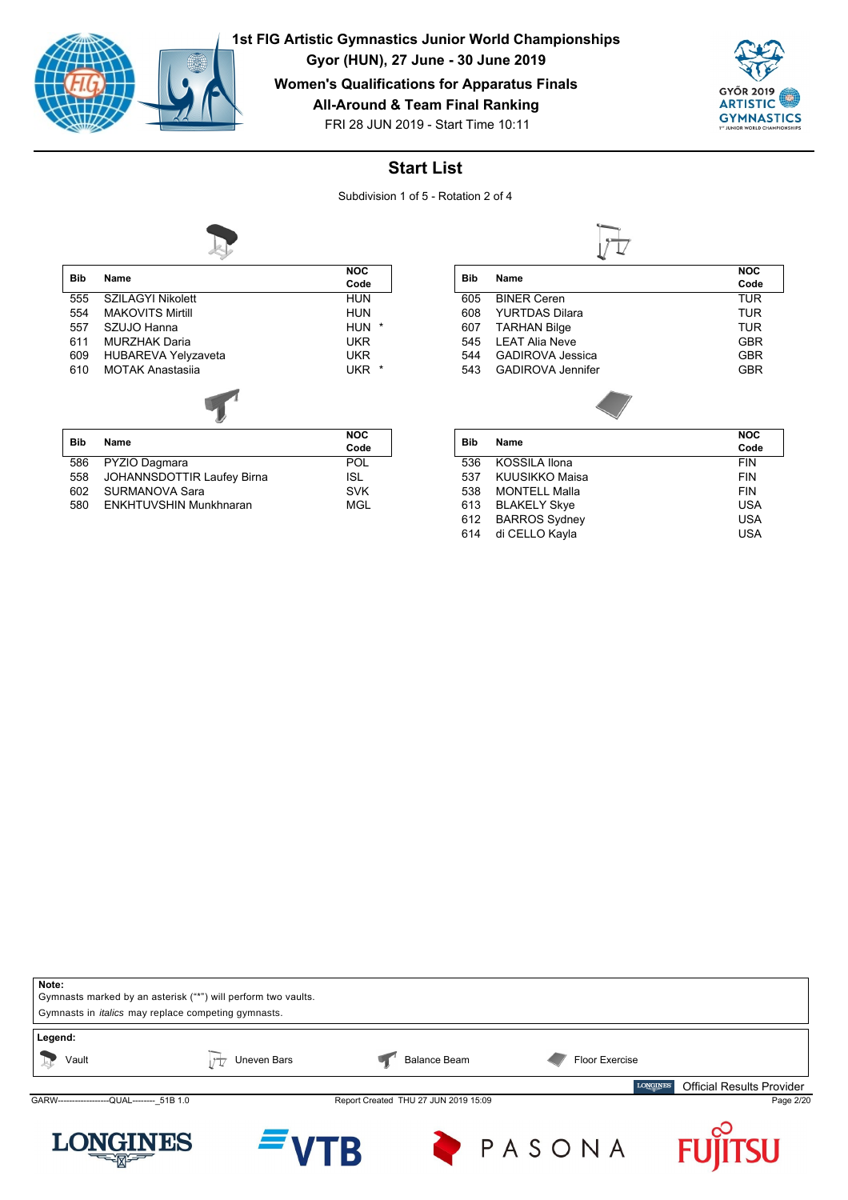**1st FIG Artistic Gymnastics Junior World Championships**
**Gyor (HUN), 27 June - 30 June 2019**
**Women's Qualifications for Apparatus Finals**
**All-Around & Team Final Ranking**
FRI 28 JUN 2019 - Start Time 10:11

## Start List

Subdivision 1 of 5 - Rotation 2 of 4

### Vault

| Bib | Name | NOC Code |
|---|---|---|
| 555 | SZILAGYI Nikolett | HUN |
| 554 | MAKOVITS Mirtill | HUN |
| 557 | SZUJO Hanna | HUN * |
| 611 | MURZHAK Daria | UKR |
| 609 | HUBAREVA Yelyzaveta | UKR |
| 610 | MOTAK Anastasiia | UKR * |

### Uneven Bars

| Bib | Name | NOC Code |
|---|---|---|
| 605 | BINER Ceren | TUR |
| 608 | YURTDAS Dilara | TUR |
| 607 | TARHAN Bilge | TUR |
| 545 | LEAT Alia Neve | GBR |
| 544 | GADIROVA Jessica | GBR |
| 543 | GADIROVA Jennifer | GBR |

### Balance Beam

| Bib | Name | NOC Code |
|---|---|---|
| 586 | PYZIO Dagmara | POL |
| 558 | JOHANNSDOTTIR Laufey Birna | ISL |
| 602 | SURMANOVA Sara | SVK |
| 580 | ENKHTUVSHIN Munkhnaran | MGL |

### Floor Exercise

| Bib | Name | NOC Code |
|---|---|---|
| 536 | KOSSILA Ilona | FIN |
| 537 | KUUSIKKO Maisa | FIN |
| 538 | MONTELL Malla | FIN |
| 613 | BLAKELY Skye | USA |
| 612 | BARROS Sydney | USA |
| 614 | di CELLO Kayla | USA |

**Note:**
Gymnasts marked by an asterisk ("*") will perform two vaults.
Gymnasts in *italics* may replace competing gymnasts.

**Legend:**
Vault | Uneven Bars | Balance Beam | Floor Exercise

LONGINES Official Results Provider

GARW-------------------QUAL--------_51B 1.0 Report Created THU 27 JUN 2019 15:09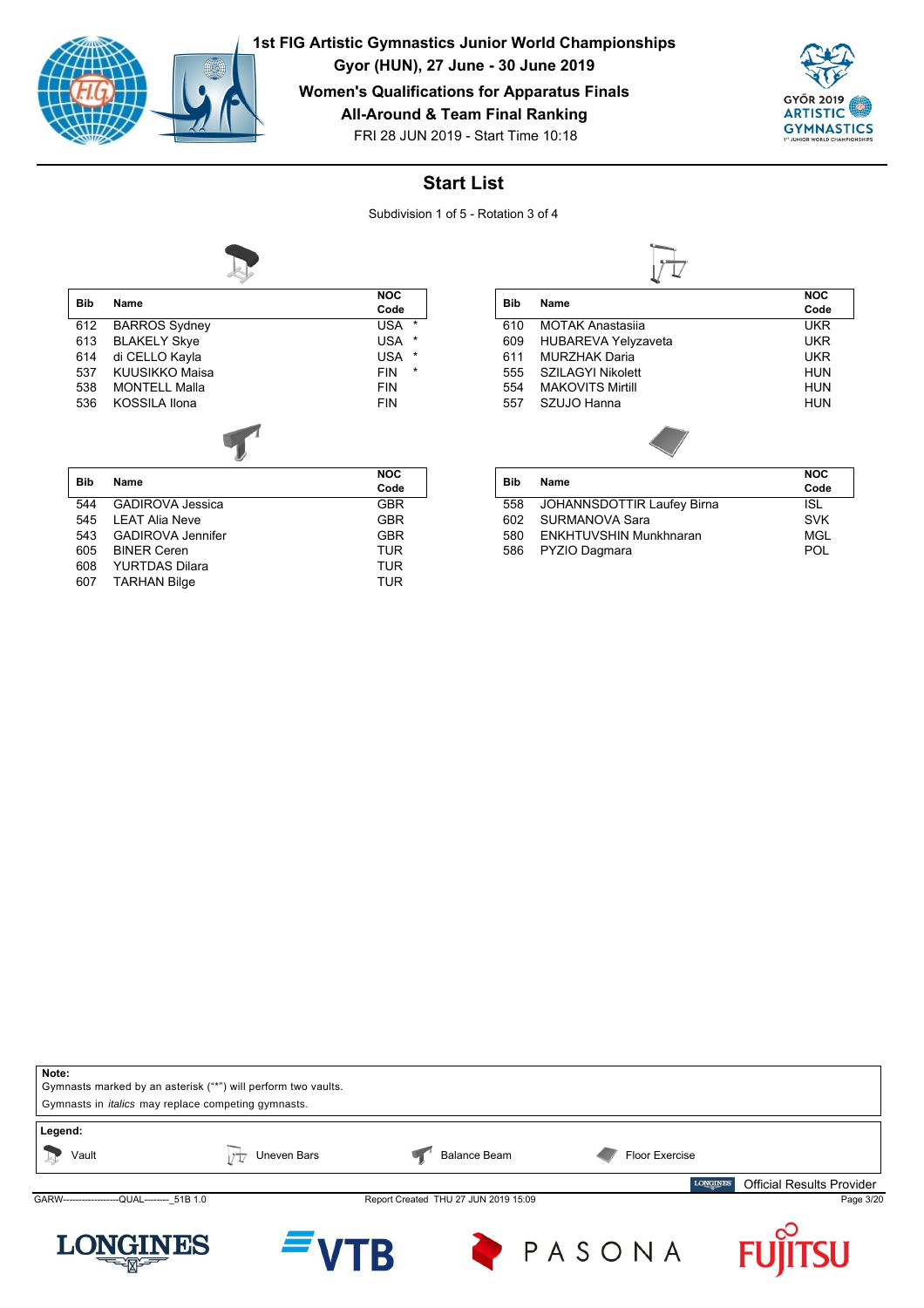# 1st FIG Artistic Gymnastics Junior World Championships

**Gyor (HUN), 27 June - 30 June 2019**

**Women's Qualifications for Apparatus Finals**

**All-Around & Team Final Ranking**

FRI 28 JUN 2019 - Start Time 10:18

## Start List

Subdivision 1 of 5 - Rotation 3 of 4

### Vault

| Bib | Name | NOC Code |
|---|---|---|
| 612 | BARROS Sydney | USA * |
| 613 | BLAKELY Skye | USA * |
| 614 | di CELLO Kayla | USA * |
| 537 | KUUSIKKO Maisa | FIN * |
| 538 | MONTELL Malla | FIN |
| 536 | KOSSILA Ilona | FIN |

### Uneven Bars

| Bib | Name | NOC Code |
|---|---|---|
| 610 | MOTAK Anastasiia | UKR |
| 609 | HUBAREVA Yelyzaveta | UKR |
| 611 | MURZHAK Daria | UKR |
| 555 | SZILAGYI Nikolett | HUN |
| 554 | MAKOVITS Mirtill | HUN |
| 557 | SZUJO Hanna | HUN |

### Balance Beam

| Bib | Name | NOC Code |
|---|---|---|
| 544 | GADIROVA Jessica | GBR |
| 545 | LEAT Alia Neve | GBR |
| 543 | GADIROVA Jennifer | GBR |
| 605 | BINER Ceren | TUR |
| 608 | YURTDAS Dilara | TUR |
| 607 | TARHAN Bilge | TUR |

### Floor Exercise

| Bib | Name | NOC Code |
|---|---|---|
| 558 | JOHANNSDOTTIR Laufey Birna | ISL |
| 602 | SURMANOVA Sara | SVK |
| 580 | ENKHTUVSHIN Munkhnaran | MGL |
| 586 | PYZIO Dagmara | POL |

**Note:**
Gymnasts marked by an asterisk ("*") will perform two vaults.
Gymnasts in *italics* may replace competing gymnasts.

**Legend:**
Vault — Uneven Bars — Balance Beam — Floor Exercise

Official Results Provider

GARW------------------QUAL--------_51B 1.0 — Report Created THU 27 JUN 2019 15:09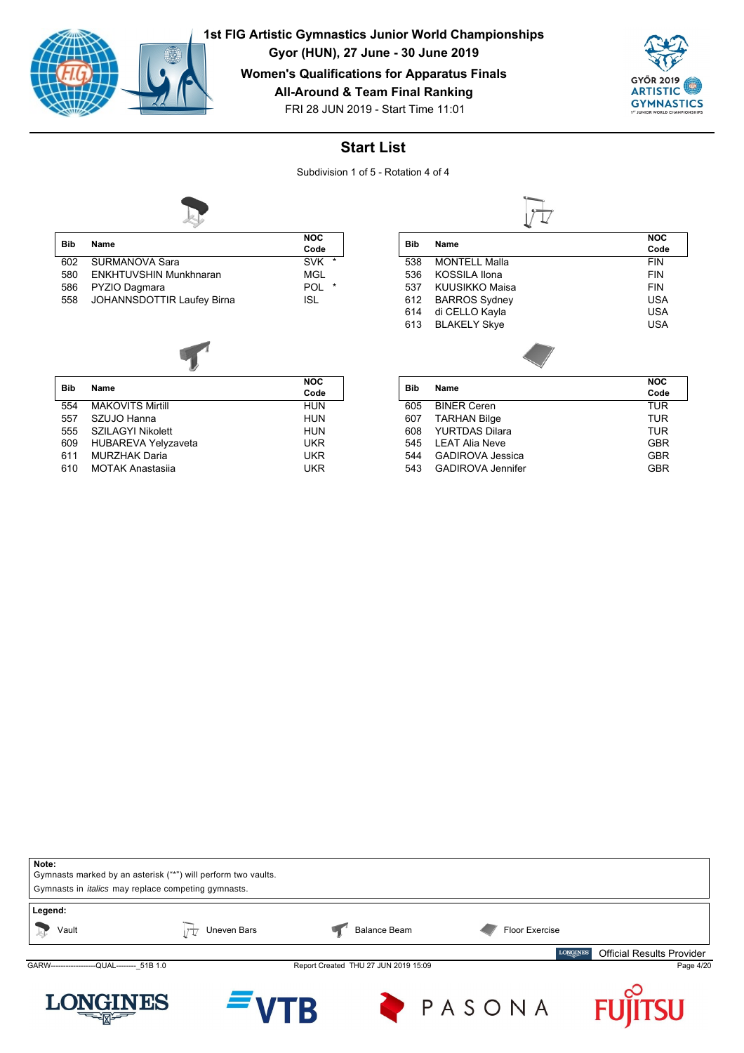# 1st FIG Artistic Gymnastics Junior World Championships

**Gyor (HUN), 27 June - 30 June 2019**

**Women's Qualifications for Apparatus Finals**

**All-Around & Team Final Ranking**

FRI 28 JUN 2019 - Start Time 11:01

## Start List

Subdivision 1 of 5 - Rotation 4 of 4

### Vault

| Bib | Name | NOC Code |
|---|---|---|
| 602 | SURMANOVA Sara | SVK * |
| 580 | ENKHTUVSHIN Munkhnaran | MGL |
| 586 | PYZIO Dagmara | POL * |
| 558 | JOHANNSDOTTIR Laufey Birna | ISL |

### Uneven Bars

| Bib | Name | NOC Code |
|---|---|---|
| 538 | MONTELL Malla | FIN |
| 536 | KOSSILA Ilona | FIN |
| 537 | KUUSIKKO Maisa | FIN |
| 612 | BARROS Sydney | USA |
| 614 | di CELLO Kayla | USA |
| 613 | BLAKELY Skye | USA |

### Balance Beam

| Bib | Name | NOC Code |
|---|---|---|
| 554 | MAKOVITS Mirtill | HUN |
| 557 | SZUJO Hanna | HUN |
| 555 | SZILAGYI Nikolett | HUN |
| 609 | HUBAREVA Yelyzaveta | UKR |
| 611 | MURZHAK Daria | UKR |
| 610 | MOTAK Anastasiia | UKR |

### Floor Exercise

| Bib | Name | NOC Code |
|---|---|---|
| 605 | BINER Ceren | TUR |
| 607 | TARHAN Bilge | TUR |
| 608 | YURTDAS Dilara | TUR |
| 545 | LEAT Alia Neve | GBR |
| 544 | GADIROVA Jessica | GBR |
| 543 | GADIROVA Jennifer | GBR |

**Note:**
Gymnasts marked by an asterisk ("*") will perform two vaults.
Gymnasts in *italics* may replace competing gymnasts.

**Legend:**
Vault — Uneven Bars — Balance Beam — Floor Exercise

Official Results Provider

GARW------------------QUAL--------_51B 1.0 — Report Created THU 27 JUN 2019 15:09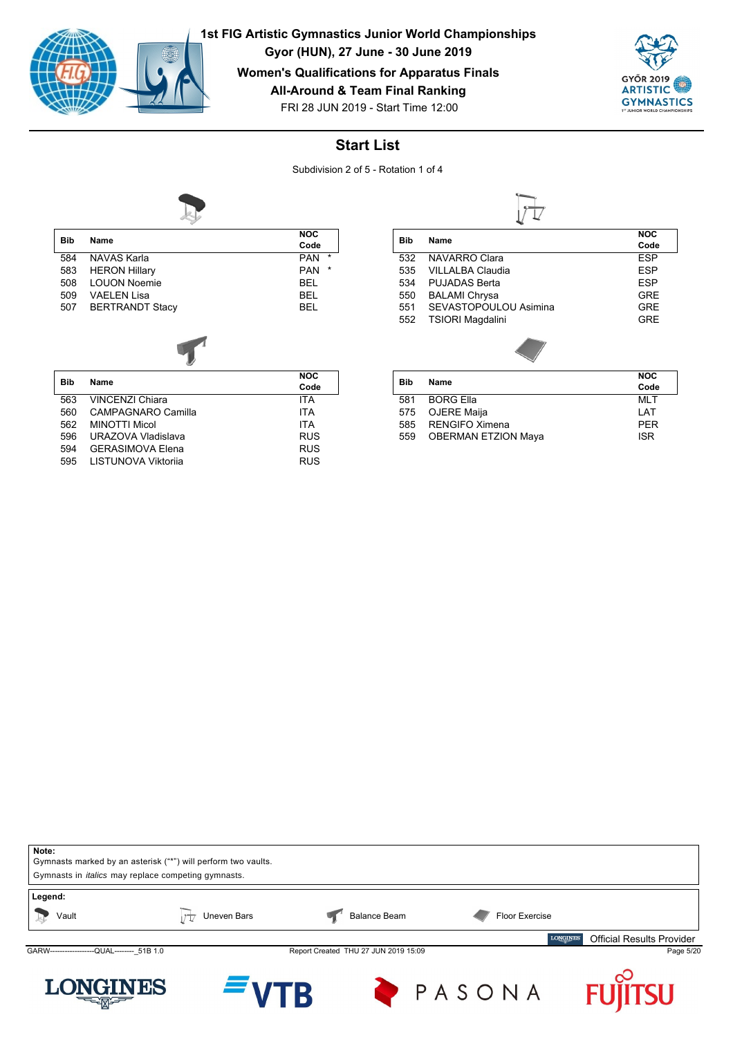# 1st FIG Artistic Gymnastics Junior World Championships

**Gyor (HUN), 27 June - 30 June 2019**

**Women's Qualifications for Apparatus Finals**

**All-Around & Team Final Ranking**

FRI 28 JUN 2019 - Start Time 12:00

## Start List

Subdivision 2 of 5 - Rotation 1 of 4

### Vault

| Bib | Name | NOC Code |
|---|---|---|
| 584 | NAVAS Karla | PAN * |
| 583 | HERON Hillary | PAN * |
| 508 | LOUON Noemie | BEL |
| 509 | VAELEN Lisa | BEL |
| 507 | BERTRANDT Stacy | BEL |

### Uneven Bars

| Bib | Name | NOC Code |
|---|---|---|
| 532 | NAVARRO Clara | ESP |
| 535 | VILLALBA Claudia | ESP |
| 534 | PUJADAS Berta | ESP |
| 550 | BALAMI Chrysa | GRE |
| 551 | SEVASTOPOULOU Asimina | GRE |
| 552 | TSIORI Magdalini | GRE |

### Balance Beam

| Bib | Name | NOC Code |
|---|---|---|
| 563 | VINCENZI Chiara | ITA |
| 560 | CAMPAGNARO Camilla | ITA |
| 562 | MINOTTI Micol | ITA |
| 596 | URAZOVA Vladislava | RUS |
| 594 | GERASIMOVA Elena | RUS |
| 595 | LISTUNOVA Viktoriia | RUS |

### Floor Exercise

| Bib | Name | NOC Code |
|---|---|---|
| 581 | BORG Ella | MLT |
| 575 | OJERE Maija | LAT |
| 585 | RENGIFO Ximena | PER |
| 559 | OBERMAN ETZION Maya | ISR |

**Note:**
Gymnasts marked by an asterisk ("*") will perform two vaults.
Gymnasts in *italics* may replace competing gymnasts.

**Legend:**
Vault — Uneven Bars — Balance Beam — Floor Exercise

Official Results Provider

GARW------------------QUAL--------_51B 1.0 — Report Created THU 27 JUN 2019 15:09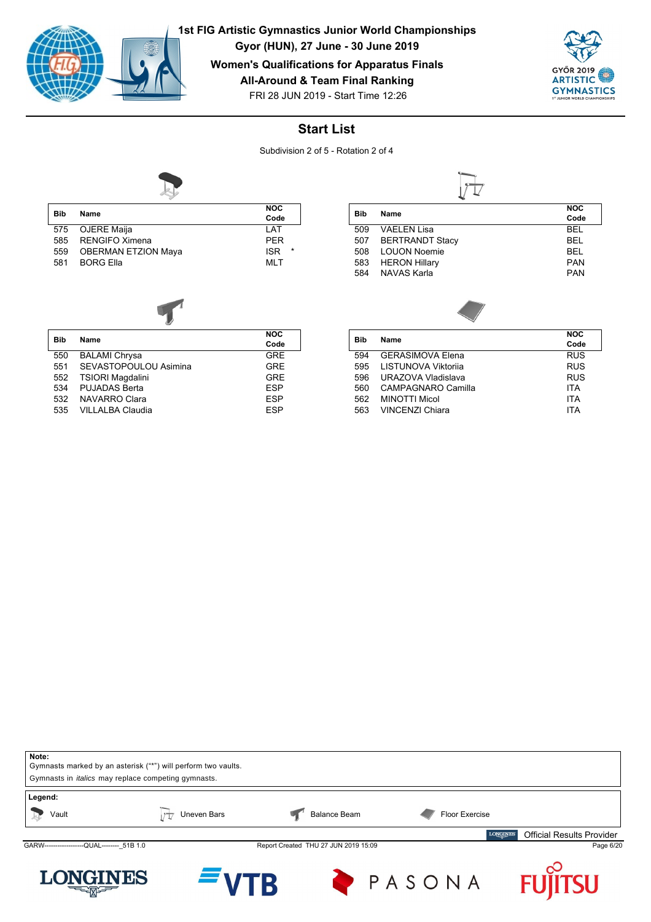# 1st FIG Artistic Gymnastics Junior World Championships

**Gyor (HUN), 27 June - 30 June 2019**

**Women's Qualifications for Apparatus Finals**

**All-Around & Team Final Ranking**

FRI 28 JUN 2019 - Start Time 12:26

## Start List

Subdivision 2 of 5 - Rotation 2 of 4

### Vault

| Bib | Name | NOC Code | |
|---|---|---|---|
| 575 | OJERE Maija | LAT | |
| 585 | RENGIFO Ximena | PER | |
| 559 | OBERMAN ETZION Maya | ISR | * |
| 581 | BORG Ella | MLT | |

### Uneven Bars

| Bib | Name | NOC Code |
|---|---|---|
| 509 | VAELEN Lisa | BEL |
| 507 | BERTRANDT Stacy | BEL |
| 508 | LOUON Noemie | BEL |
| 583 | HERON Hillary | PAN |
| 584 | NAVAS Karla | PAN |

### Balance Beam

| Bib | Name | NOC Code |
|---|---|---|
| 550 | BALAMI Chrysa | GRE |
| 551 | SEVASTOPOULOU Asimina | GRE |
| 552 | TSIORI Magdalini | GRE |
| 534 | PUJADAS Berta | ESP |
| 532 | NAVARRO Clara | ESP |
| 535 | VILLALBA Claudia | ESP |

### Floor Exercise

| Bib | Name | NOC Code |
|---|---|---|
| 594 | GERASIMOVA Elena | RUS |
| 595 | LISTUNOVA Viktoriia | RUS |
| 596 | URAZOVA Vladislava | RUS |
| 560 | CAMPAGNARO Camilla | ITA |
| 562 | MINOTTI Micol | ITA |
| 563 | VINCENZI Chiara | ITA |

**Note:**
Gymnasts marked by an asterisk ("*") will perform two vaults.
Gymnasts in *italics* may replace competing gymnasts.

**Legend:**
Vault — Uneven Bars — Balance Beam — Floor Exercise

Official Results Provider

GARW------------------QUAL--------_51B 1.0 — Report Created THU 27 JUN 2019 15:09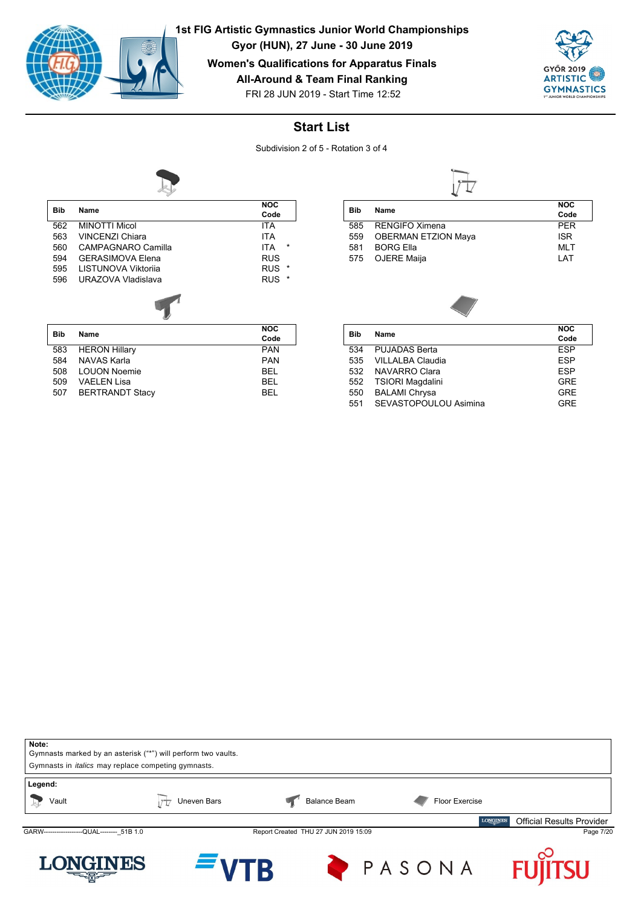**1st FIG Artistic Gymnastics Junior World Championships**
**Gyor (HUN), 27 June - 30 June 2019**
**Women's Qualifications for Apparatus Finals**
**All-Around & Team Final Ranking**
FRI 28 JUN 2019 - Start Time 12:52

## Start List

Subdivision 2 of 5 - Rotation 3 of 4

**Vault**

| Bib | Name | NOC Code |
|---|---|---|
| 562 | MINOTTI Micol | ITA |
| 563 | VINCENZI Chiara | ITA |
| 560 | CAMPAGNARO Camilla | ITA * |
| 594 | GERASIMOVA Elena | RUS |
| 595 | LISTUNOVA Viktoriia | RUS * |
| 596 | URAZOVA Vladislava | RUS * |

**Uneven Bars**

| Bib | Name | NOC Code |
|---|---|---|
| 585 | RENGIFO Ximena | PER |
| 559 | OBERMAN ETZION Maya | ISR |
| 581 | BORG Ella | MLT |
| 575 | OJERE Maija | LAT |

**Balance Beam**

| Bib | Name | NOC Code |
|---|---|---|
| 583 | HERON Hillary | PAN |
| 584 | NAVAS Karla | PAN |
| 508 | LOUON Noemie | BEL |
| 509 | VAELEN Lisa | BEL |
| 507 | BERTRANDT Stacy | BEL |

**Floor Exercise**

| Bib | Name | NOC Code |
|---|---|---|
| 534 | PUJADAS Berta | ESP |
| 535 | VILLALBA Claudia | ESP |
| 532 | NAVARRO Clara | ESP |
| 552 | TSIORI Magdalini | GRE |
| 550 | BALAMI Chrysa | GRE |
| 551 | SEVASTOPOULOU Asimina | GRE |

**Note:**
Gymnasts marked by an asterisk ("*") will perform two vaults.
Gymnasts in *italics* may replace competing gymnasts.

**Legend:**
Vault — Uneven Bars — Balance Beam — Floor Exercise

Official Results Provider

GARW------------------QUAL--------_51B 1.0 — Report Created THU 27 JUN 2019 15:09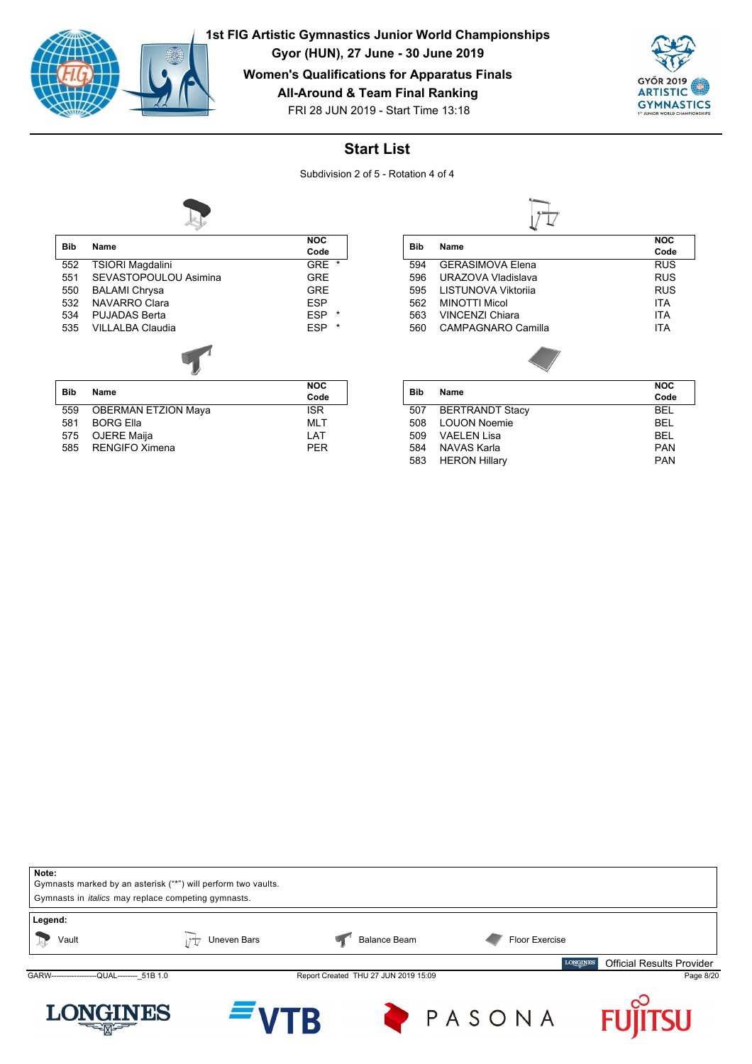# 1st FIG Artistic Gymnastics Junior World Championships

**Gyor (HUN), 27 June - 30 June 2019**

**Women's Qualifications for Apparatus Finals**

**All-Around & Team Final Ranking**

FRI 28 JUN 2019 - Start Time 13:18

## Start List

Subdivision 2 of 5 - Rotation 4 of 4

### Vault

| Bib | Name | NOC Code |
|---|---|---|
| 552 | TSIORI Magdalini | GRE * |
| 551 | SEVASTOPOULOU Asimina | GRE |
| 550 | BALAMI Chrysa | GRE |
| 532 | NAVARRO Clara | ESP |
| 534 | PUJADAS Berta | ESP * |
| 535 | VILLALBA Claudia | ESP * |

### Uneven Bars

| Bib | Name | NOC Code |
|---|---|---|
| 594 | GERASIMOVA Elena | RUS |
| 596 | URAZOVA Vladislava | RUS |
| 595 | LISTUNOVA Viktoriia | RUS |
| 562 | MINOTTI Micol | ITA |
| 563 | VINCENZI Chiara | ITA |
| 560 | CAMPAGNARO Camilla | ITA |

### Balance Beam

| Bib | Name | NOC Code |
|---|---|---|
| 559 | OBERMAN ETZION Maya | ISR |
| 581 | BORG Ella | MLT |
| 575 | OJERE Maija | LAT |
| 585 | RENGIFO Ximena | PER |

### Floor Exercise

| Bib | Name | NOC Code |
|---|---|---|
| 507 | BERTRANDT Stacy | BEL |
| 508 | LOUON Noemie | BEL |
| 509 | VAELEN Lisa | BEL |
| 584 | NAVAS Karla | PAN |
| 583 | HERON Hillary | PAN |

**Note:**
Gymnasts marked by an asterisk ("*") will perform two vaults.
Gymnasts in *italics* may replace competing gymnasts.

**Legend:**
Vault — Uneven Bars — Balance Beam — Floor Exercise

Official Results Provider

GARW------------------QUAL--------_51B 1.0 — Report Created THU 27 JUN 2019 15:09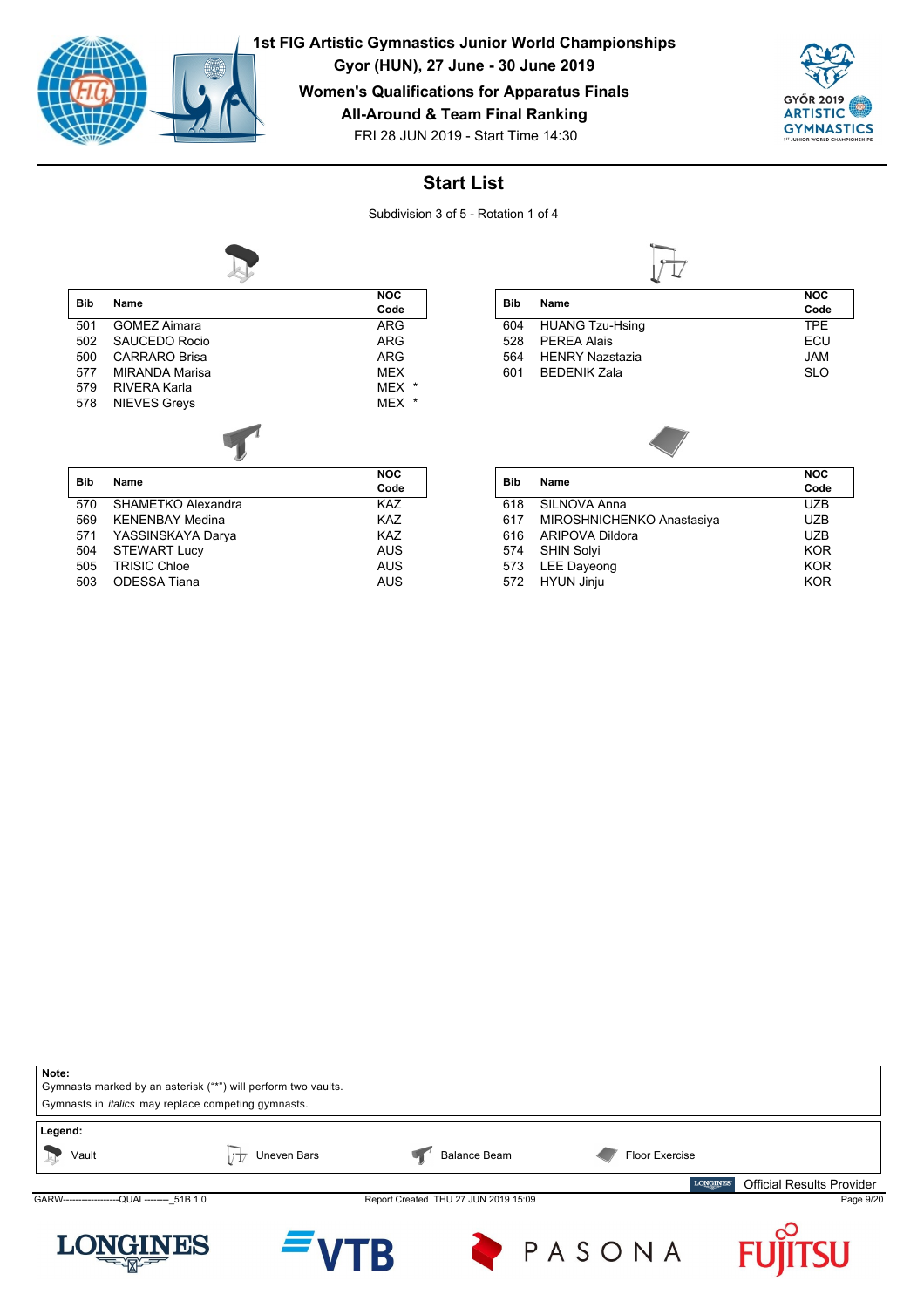# 1st FIG Artistic Gymnastics Junior World Championships

**Gyor (HUN), 27 June - 30 June 2019**

**Women's Qualifications for Apparatus Finals**

**All-Around & Team Final Ranking**

FRI 28 JUN 2019 - Start Time 14:30

## Start List

Subdivision 3 of 5 - Rotation 1 of 4

### Vault

| Bib | Name | NOC Code |
|---|---|---|
| 501 | GOMEZ Aimara | ARG |
| 502 | SAUCEDO Rocio | ARG |
| 500 | CARRARO Brisa | ARG |
| 577 | MIRANDA Marisa | MEX |
| 579 | RIVERA Karla | MEX * |
| 578 | NIEVES Greys | MEX * |

### Uneven Bars

| Bib | Name | NOC Code |
|---|---|---|
| 604 | HUANG Tzu-Hsing | TPE |
| 528 | PEREA Alais | ECU |
| 564 | HENRY Nazstazia | JAM |
| 601 | BEDENIK Zala | SLO |

### Balance Beam

| Bib | Name | NOC Code |
|---|---|---|
| 570 | SHAMETKO Alexandra | KAZ |
| 569 | KENENBAY Medina | KAZ |
| 571 | YASSINSKAYA Darya | KAZ |
| 504 | STEWART Lucy | AUS |
| 505 | TRISIC Chloe | AUS |
| 503 | ODESSA Tiana | AUS |

### Floor Exercise

| Bib | Name | NOC Code |
|---|---|---|
| 618 | SILNOVA Anna | UZB |
| 617 | MIROSHNICHENKO Anastasiya | UZB |
| 616 | ARIPOVA Dildora | UZB |
| 574 | SHIN Solyi | KOR |
| 573 | LEE Dayeong | KOR |
| 572 | HYUN Jinju | KOR |

**Note:**

Gymnasts marked by an asterisk ("*") will perform two vaults.

Gymnasts in *italics* may replace competing gymnasts.

**Legend:**

Vault | Uneven Bars | Balance Beam | Floor Exercise

Official Results Provider

GARW------------------QUAL--------_51B 1.0 Report Created THU 27 JUN 2019 15:09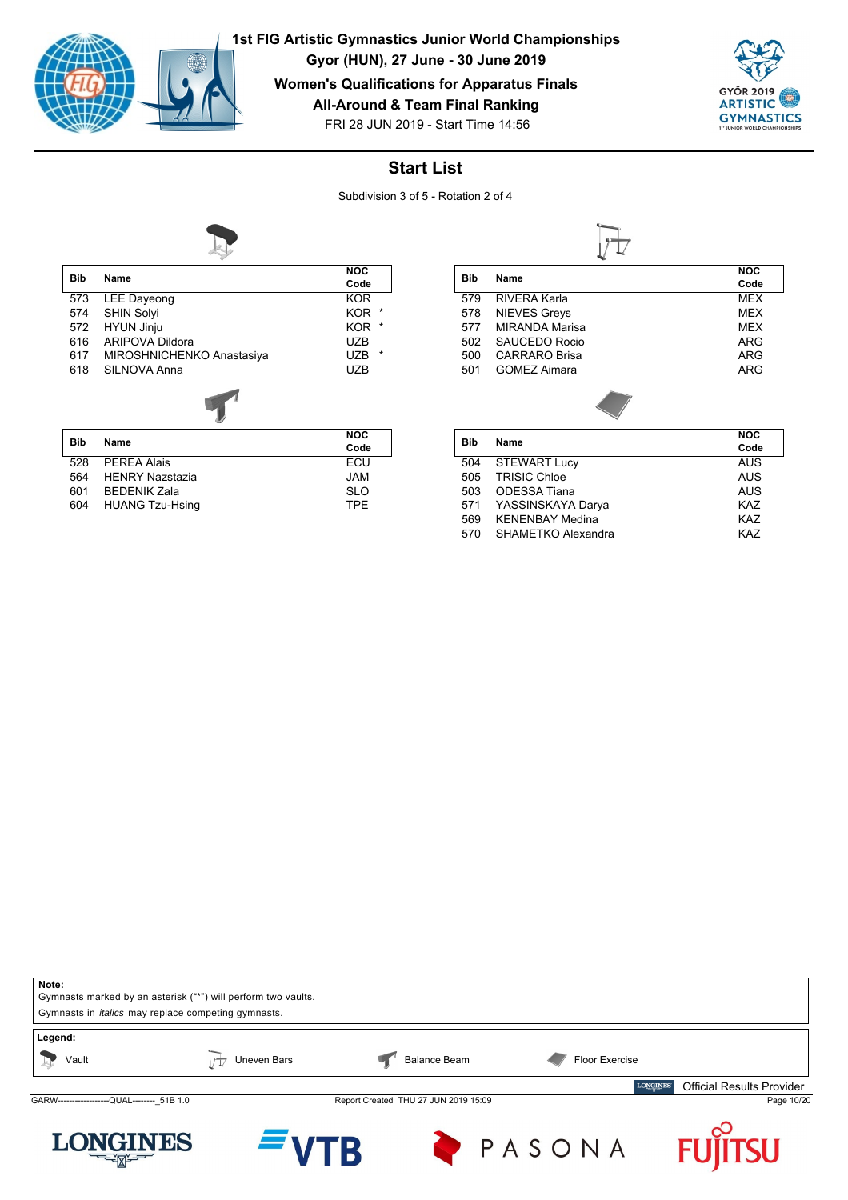# 1st FIG Artistic Gymnastics Junior World Championships

**Gyor (HUN), 27 June - 30 June 2019**

**Women's Qualifications for Apparatus Finals**

**All-Around & Team Final Ranking**

FRI 28 JUN 2019 - Start Time 14:56

## Start List

Subdivision 3 of 5 - Rotation 2 of 4

**Vault**

| Bib | Name | NOC Code |
|---|---|---|
| 573 | LEE Dayeong | KOR |
| 574 | SHIN Solyi | KOR * |
| 572 | HYUN Jinju | KOR * |
| 616 | ARIPOVA Dildora | UZB |
| 617 | MIROSHNICHENKO Anastasiya | UZB * |
| 618 | SILNOVA Anna | UZB |

**Uneven Bars**

| Bib | Name | NOC Code |
|---|---|---|
| 579 | RIVERA Karla | MEX |
| 578 | NIEVES Greys | MEX |
| 577 | MIRANDA Marisa | MEX |
| 502 | SAUCEDO Rocio | ARG |
| 500 | CARRARO Brisa | ARG |
| 501 | GOMEZ Aimara | ARG |

**Balance Beam**

| Bib | Name | NOC Code |
|---|---|---|
| 528 | PEREA Alais | ECU |
| 564 | HENRY Nazstazia | JAM |
| 601 | BEDENIK Zala | SLO |
| 604 | HUANG Tzu-Hsing | TPE |

**Floor Exercise**

| Bib | Name | NOC Code |
|---|---|---|
| 504 | STEWART Lucy | AUS |
| 505 | TRISIC Chloe | AUS |
| 503 | ODESSA Tiana | AUS |
| 571 | YASSINSKAYA Darya | KAZ |
| 569 | KENENBAY Medina | KAZ |
| 570 | SHAMETKO Alexandra | KAZ |

**Note:**
Gymnasts marked by an asterisk ("*") will perform two vaults.
Gymnasts in *italics* may replace competing gymnasts.

**Legend:**
Vault | Uneven Bars | Balance Beam | Floor Exercise

Official Results Provider

GARW------------------QUAL--------_51B 1.0 | Report Created THU 27 JUN 2019 15:09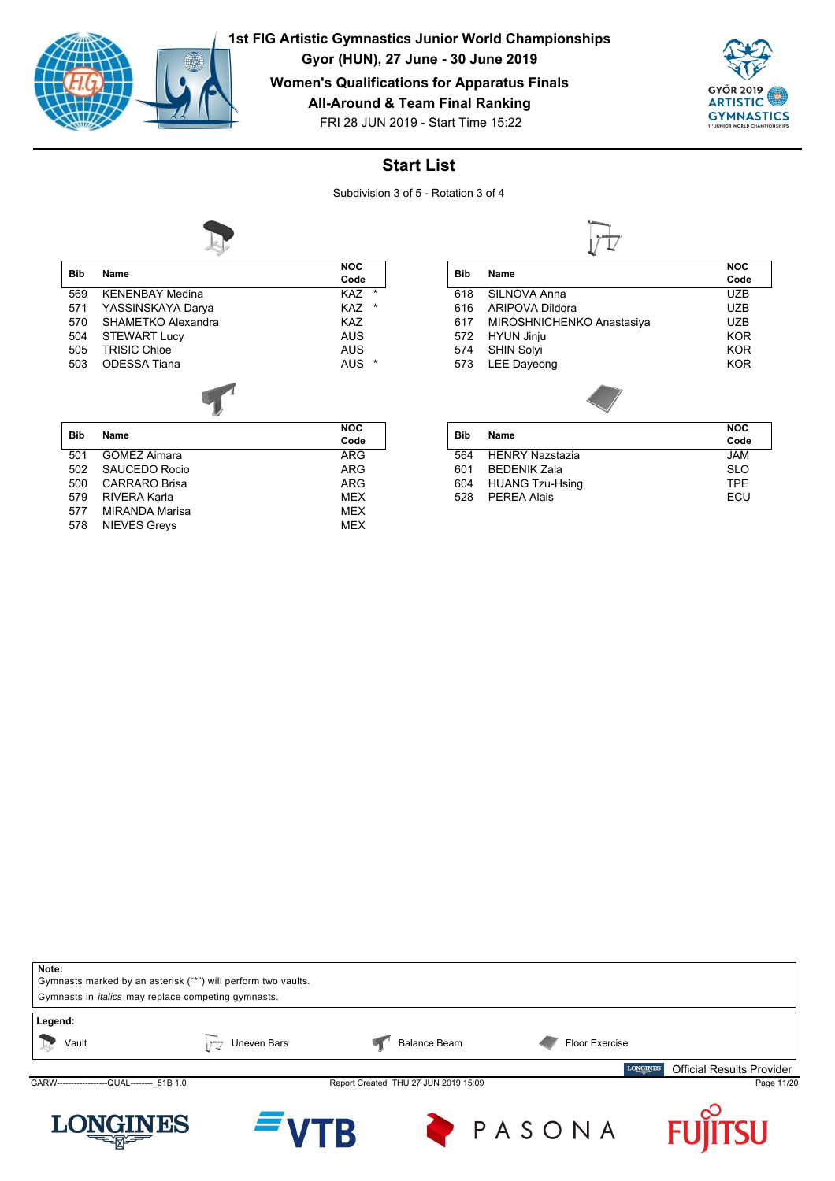**1st FIG Artistic Gymnastics Junior World Championships**
**Gyor (HUN), 27 June - 30 June 2019**
**Women's Qualifications for Apparatus Finals**
**All-Around & Team Final Ranking**
FRI 28 JUN 2019 - Start Time 15:22

## Start List

Subdivision 3 of 5 - Rotation 3 of 4

**Vault**

| Bib | Name | NOC Code | |
|---|---|---|---|
| 569 | KENENBAY Medina | KAZ | * |
| 571 | YASSINSKAYA Darya | KAZ | * |
| 570 | SHAMETKO Alexandra | KAZ | |
| 504 | STEWART Lucy | AUS | |
| 505 | TRISIC Chloe | AUS | |
| 503 | ODESSA Tiana | AUS | * |

**Uneven Bars**

| Bib | Name | NOC Code |
|---|---|---|
| 618 | SILNOVA Anna | UZB |
| 616 | ARIPOVA Dildora | UZB |
| 617 | MIROSHNICHENKO Anastasiya | UZB |
| 572 | HYUN Jinju | KOR |
| 574 | SHIN Solyi | KOR |
| 573 | LEE Dayeong | KOR |

**Balance Beam**

| Bib | Name | NOC Code |
|---|---|---|
| 501 | GOMEZ Aimara | ARG |
| 502 | SAUCEDO Rocio | ARG |
| 500 | CARRARO Brisa | ARG |
| 579 | RIVERA Karla | MEX |
| 577 | MIRANDA Marisa | MEX |
| 578 | NIEVES Greys | MEX |

**Floor Exercise**

| Bib | Name | NOC Code |
|---|---|---|
| 564 | HENRY Nazstazia | JAM |
| 601 | BEDENIK Zala | SLO |
| 604 | HUANG Tzu-Hsing | TPE |
| 528 | PEREA Alais | ECU |

**Note:**
Gymnasts marked by an asterisk ("*") will perform two vaults.
Gymnasts in *italics* may replace competing gymnasts.

**Legend:**
Vault | Uneven Bars | Balance Beam | Floor Exercise

Official Results Provider

GARW------------------QUAL--------_51B 1.0 Report Created THU 27 JUN 2019 15:09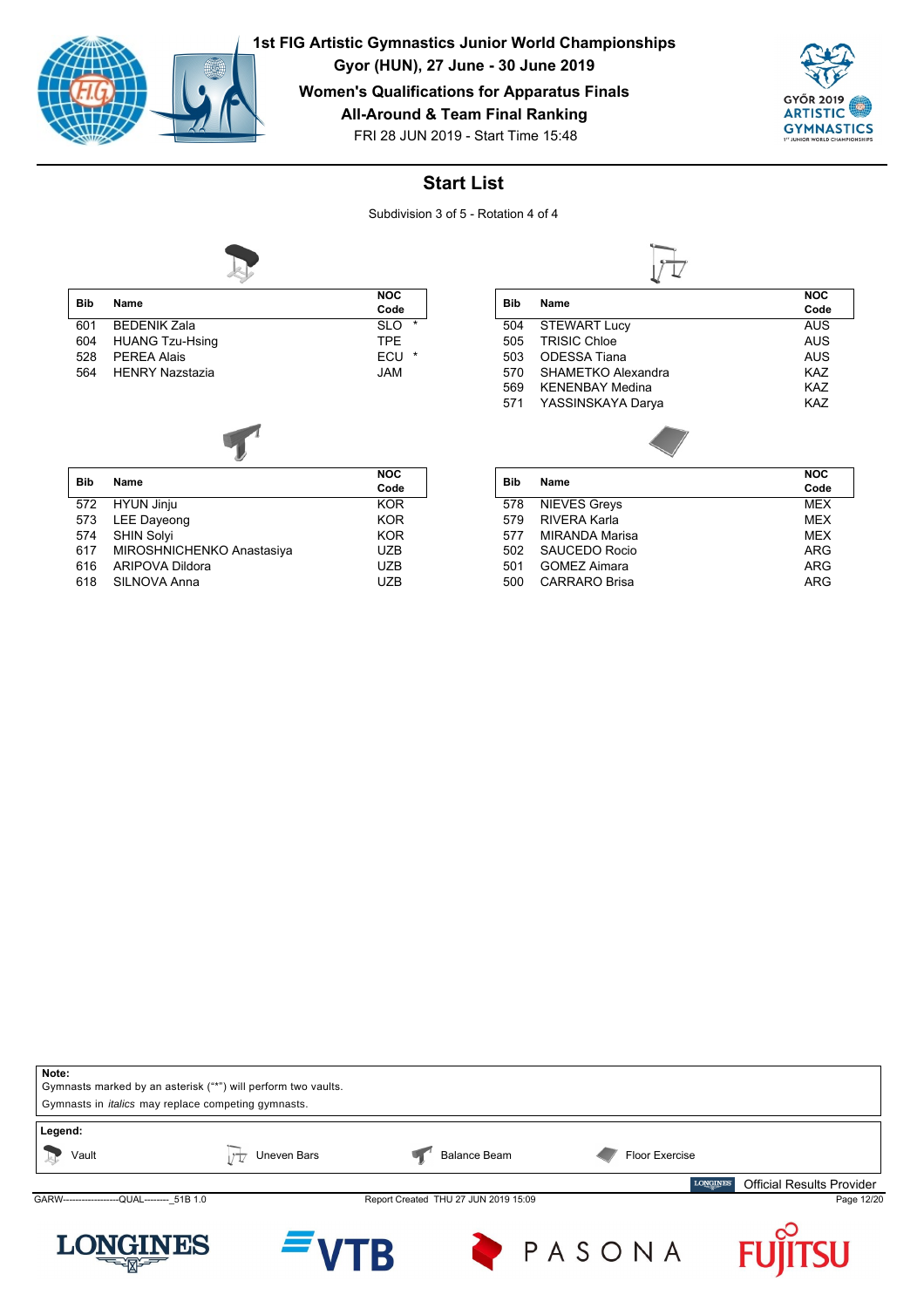**1st FIG Artistic Gymnastics Junior World Championships**
**Gyor (HUN), 27 June - 30 June 2019**
**Women's Qualifications for Apparatus Finals**
**All-Around & Team Final Ranking**
FRI 28 JUN 2019 - Start Time 15:48

## Start List

Subdivision 3 of 5 - Rotation 4 of 4

**Vault**

| Bib | Name | NOC Code |
|---|---|---|
| 601 | BEDENIK Zala | SLO * |
| 604 | HUANG Tzu-Hsing | TPE |
| 528 | PEREA Alais | ECU * |
| 564 | HENRY Nazstazia | JAM |

**Uneven Bars**

| Bib | Name | NOC Code |
|---|---|---|
| 504 | STEWART Lucy | AUS |
| 505 | TRISIC Chloe | AUS |
| 503 | ODESSA Tiana | AUS |
| 570 | SHAMETKO Alexandra | KAZ |
| 569 | KENENBAY Medina | KAZ |
| 571 | YASSINSKAYA Darya | KAZ |

**Balance Beam**

| Bib | Name | NOC Code |
|---|---|---|
| 572 | HYUN Jinju | KOR |
| 573 | LEE Dayeong | KOR |
| 574 | SHIN Solyi | KOR |
| 617 | MIROSHNICHENKO Anastasiya | UZB |
| 616 | ARIPOVA Dildora | UZB |
| 618 | SILNOVA Anna | UZB |

**Floor Exercise**

| Bib | Name | NOC Code |
|---|---|---|
| 578 | NIEVES Greys | MEX |
| 579 | RIVERA Karla | MEX |
| 577 | MIRANDA Marisa | MEX |
| 502 | SAUCEDO Rocio | ARG |
| 501 | GOMEZ Aimara | ARG |
| 500 | CARRARO Brisa | ARG |

**Note:**
Gymnasts marked by an asterisk ("*") will perform two vaults.
Gymnasts in *italics* may replace competing gymnasts.

**Legend:**
Vault — Uneven Bars — Balance Beam — Floor Exercise

Official Results Provider

GARW------------------QUAL--------_51B 1.0 — Report Created THU 27 JUN 2019 15:09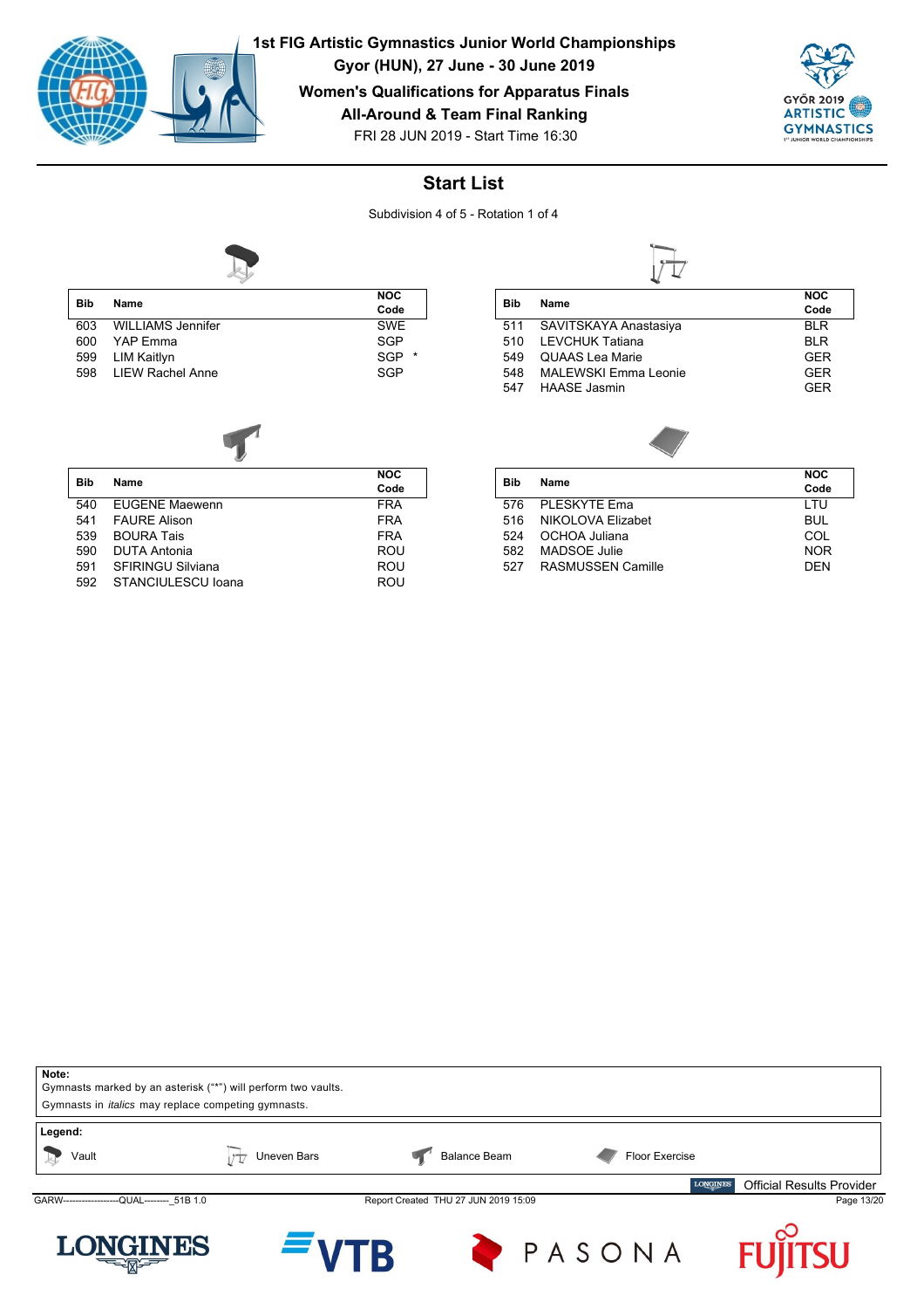# 1st FIG Artistic Gymnastics Junior World Championships

**Gyor (HUN), 27 June - 30 June 2019**

**Women's Qualifications for Apparatus Finals**

**All-Around & Team Final Ranking**

FRI 28 JUN 2019 - Start Time 16:30

## Start List

Subdivision 4 of 5 - Rotation 1 of 4

### Vault

| Bib | Name | NOC Code |
|---|---|---|
| 603 | WILLIAMS Jennifer | SWE |
| 600 | YAP Emma | SGP |
| 599 | LIM Kaitlyn | SGP * |
| 598 | LIEW Rachel Anne | SGP |

### Uneven Bars

| Bib | Name | NOC Code |
|---|---|---|
| 511 | SAVITSKAYA Anastasiya | BLR |
| 510 | LEVCHUK Tatiana | BLR |
| 549 | QUAAS Lea Marie | GER |
| 548 | MALEWSKI Emma Leonie | GER |
| 547 | HAASE Jasmin | GER |

### Balance Beam

| Bib | Name | NOC Code |
|---|---|---|
| 540 | EUGENE Maewenn | FRA |
| 541 | FAURE Alison | FRA |
| 539 | BOURA Tais | FRA |
| 590 | DUTA Antonia | ROU |
| 591 | SFIRINGU Silviana | ROU |
| 592 | STANCIULESCU Ioana | ROU |

### Floor Exercise

| Bib | Name | NOC Code |
|---|---|---|
| 576 | PLESKYTE Ema | LTU |
| 516 | NIKOLOVA Elizabet | BUL |
| 524 | OCHOA Juliana | COL |
| 582 | MADSOE Julie | NOR |
| 527 | RASMUSSEN Camille | DEN |

**Note:**

Gymnasts marked by an asterisk ("*") will perform two vaults.

Gymnasts in *italics* may replace competing gymnasts.

**Legend:**

Vault — Uneven Bars — Balance Beam — Floor Exercise

Official Results Provider

GARW------------------QUAL--------_51B 1.0 — Report Created THU 27 JUN 2019 15:09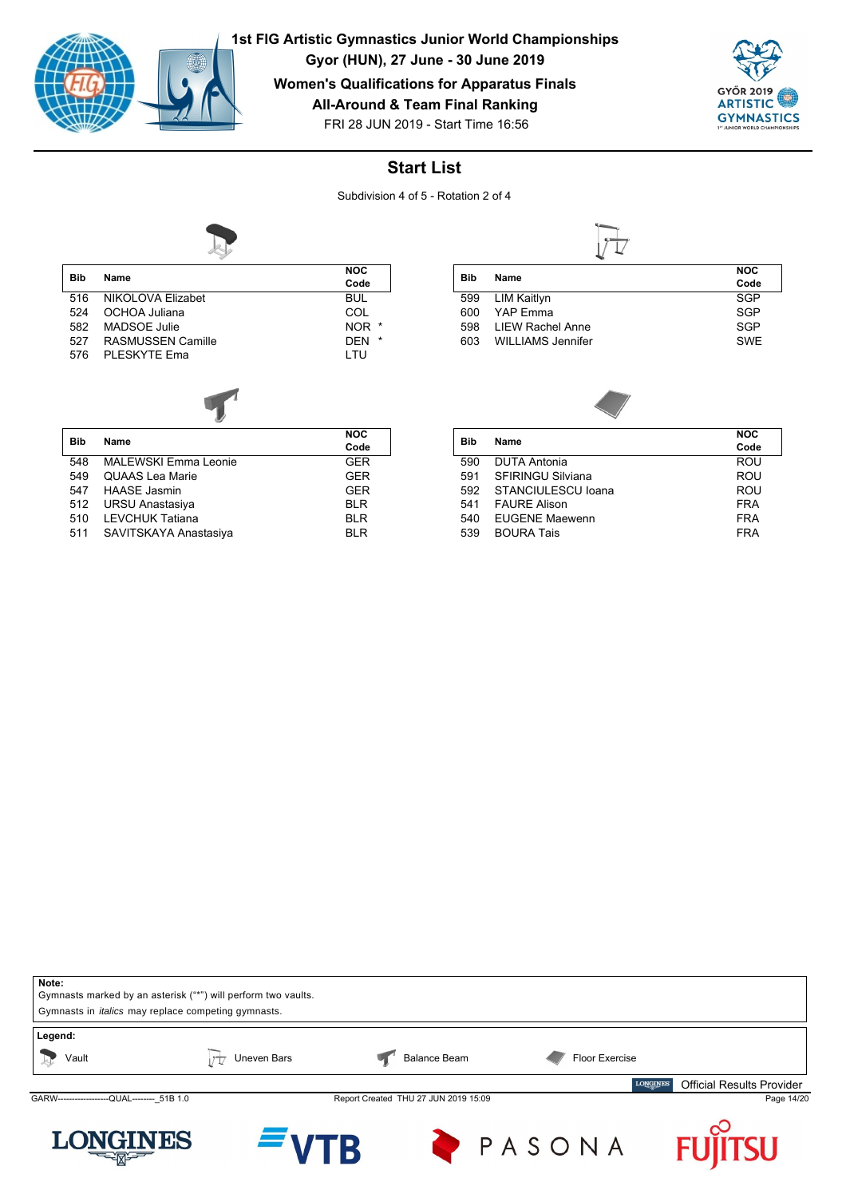# 1st FIG Artistic Gymnastics Junior World Championships

**Gyor (HUN), 27 June - 30 June 2019**

**Women's Qualifications for Apparatus Finals**

**All-Around & Team Final Ranking**

FRI 28 JUN 2019 - Start Time 16:56

## Start List

Subdivision 4 of 5 - Rotation 2 of 4

### Vault

| Bib | Name | NOC Code |
|---|---|---|
| 516 | NIKOLOVA Elizabet | BUL |
| 524 | OCHOA Juliana | COL |
| 582 | MADSOE Julie | NOR * |
| 527 | RASMUSSEN Camille | DEN * |
| 576 | PLESKYTE Ema | LTU |

### Uneven Bars

| Bib | Name | NOC Code |
|---|---|---|
| 599 | LIM Kaitlyn | SGP |
| 600 | YAP Emma | SGP |
| 598 | LIEW Rachel Anne | SGP |
| 603 | WILLIAMS Jennifer | SWE |

### Balance Beam

| Bib | Name | NOC Code |
|---|---|---|
| 548 | MALEWSKI Emma Leonie | GER |
| 549 | QUAAS Lea Marie | GER |
| 547 | HAASE Jasmin | GER |
| 512 | URSU Anastasiya | BLR |
| 510 | LEVCHUK Tatiana | BLR |
| 511 | SAVITSKAYA Anastasiya | BLR |

### Floor Exercise

| Bib | Name | NOC Code |
|---|---|---|
| 590 | DUTA Antonia | ROU |
| 591 | SFIRINGU Silviana | ROU |
| 592 | STANCIULESCU Ioana | ROU |
| 541 | FAURE Alison | FRA |
| 540 | EUGENE Maewenn | FRA |
| 539 | BOURA Tais | FRA |

**Note:**
Gymnasts marked by an asterisk ("*") will perform two vaults.
Gymnasts in *italics* may replace competing gymnasts.

**Legend:**
Vault — Uneven Bars — Balance Beam — Floor Exercise

Official Results Provider: LONGINES

GARW------------------QUAL--------_51B 1.0 — Report Created THU 27 JUN 2019 15:09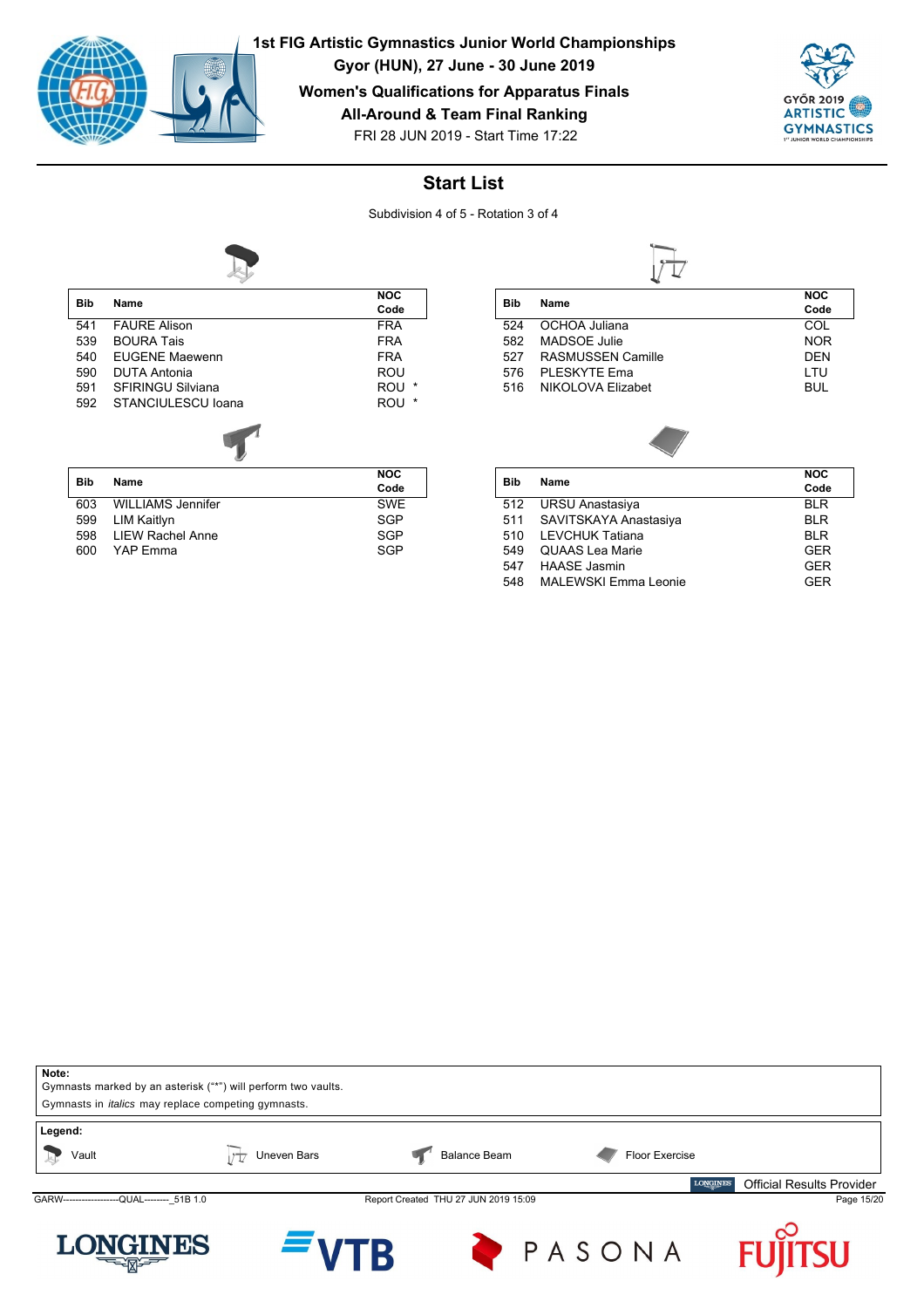# 1st FIG Artistic Gymnastics Junior World Championships

**Gyor (HUN), 27 June - 30 June 2019**

**Women's Qualifications for Apparatus Finals**

**All-Around & Team Final Ranking**

FRI 28 JUN 2019 - Start Time 17:22

## Start List

Subdivision 4 of 5 - Rotation 3 of 4

**Vault**

| Bib | Name | NOC Code |
|---|---|---|
| 541 | FAURE Alison | FRA |
| 539 | BOURA Tais | FRA |
| 540 | EUGENE Maewenn | FRA |
| 590 | DUTA Antonia | ROU |
| 591 | SFIRINGU Silviana | ROU * |
| 592 | STANCIULESCU Ioana | ROU * |

**Uneven Bars**

| Bib | Name | NOC Code |
|---|---|---|
| 524 | OCHOA Juliana | COL |
| 582 | MADSOE Julie | NOR |
| 527 | RASMUSSEN Camille | DEN |
| 576 | PLESKYTE Ema | LTU |
| 516 | NIKOLOVA Elizabet | BUL |

**Balance Beam**

| Bib | Name | NOC Code |
|---|---|---|
| 603 | WILLIAMS Jennifer | SWE |
| 599 | LIM Kaitlyn | SGP |
| 598 | LIEW Rachel Anne | SGP |
| 600 | YAP Emma | SGP |

**Floor Exercise**

| Bib | Name | NOC Code |
|---|---|---|
| 512 | URSU Anastasiya | BLR |
| 511 | SAVITSKAYA Anastasiya | BLR |
| 510 | LEVCHUK Tatiana | BLR |
| 549 | QUAAS Lea Marie | GER |
| 547 | HAASE Jasmin | GER |
| 548 | MALEWSKI Emma Leonie | GER |

**Note:**
Gymnasts marked by an asterisk ("*") will perform two vaults.
Gymnasts in *italics* may replace competing gymnasts.

**Legend:**
Vault — Uneven Bars — Balance Beam — Floor Exercise

Official Results Provider

GARW------------------QUAL--------_51B 1.0 Report Created THU 27 JUN 2019 15:09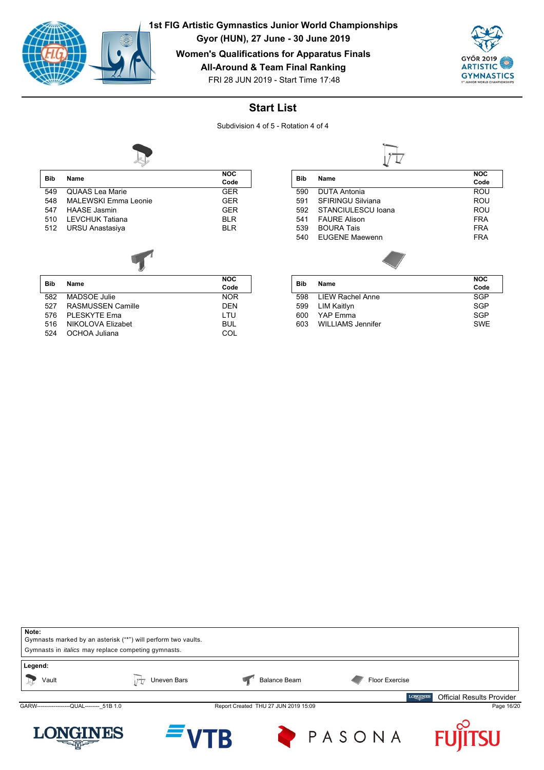1st FIG Artistic Gymnastics Junior World Championships
Gyor (HUN), 27 June - 30 June 2019
Women's Qualifications for Apparatus Finals
All-Around & Team Final Ranking
FRI 28 JUN 2019 - Start Time 17:48

## Start List

Subdivision 4 of 5 - Rotation 4 of 4

**Vault**

| Bib | Name | NOC Code |
|---|---|---|
| 549 | QUAAS Lea Marie | GER |
| 548 | MALEWSKI Emma Leonie | GER |
| 547 | HAASE Jasmin | GER |
| 510 | LEVCHUK Tatiana | BLR |
| 512 | URSU Anastasiya | BLR |

**Uneven Bars**

| Bib | Name | NOC Code |
|---|---|---|
| 590 | DUTA Antonia | ROU |
| 591 | SFIRINGU Silviana | ROU |
| 592 | STANCIULESCU Ioana | ROU |
| 541 | FAURE Alison | FRA |
| 539 | BOURA Tais | FRA |
| 540 | EUGENE Maewenn | FRA |

**Balance Beam**

| Bib | Name | NOC Code |
|---|---|---|
| 582 | MADSOE Julie | NOR |
| 527 | RASMUSSEN Camille | DEN |
| 576 | PLESKYTE Ema | LTU |
| 516 | NIKOLOVA Elizabet | BUL |
| 524 | OCHOA Juliana | COL |

**Floor Exercise**

| Bib | Name | NOC Code |
|---|---|---|
| 598 | LIEW Rachel Anne | SGP |
| 599 | LIM Kaitlyn | SGP |
| 600 | YAP Emma | SGP |
| 603 | WILLIAMS Jennifer | SWE |

**Note:**
Gymnasts marked by an asterisk ("*") will perform two vaults.
Gymnasts in *italics* may replace competing gymnasts.

**Legend:**
Vault — Uneven Bars — Balance Beam — Floor Exercise

Official Results Provider

GARW------------------QUAL--------_51B 1.0 — Report Created THU 27 JUN 2019 15:09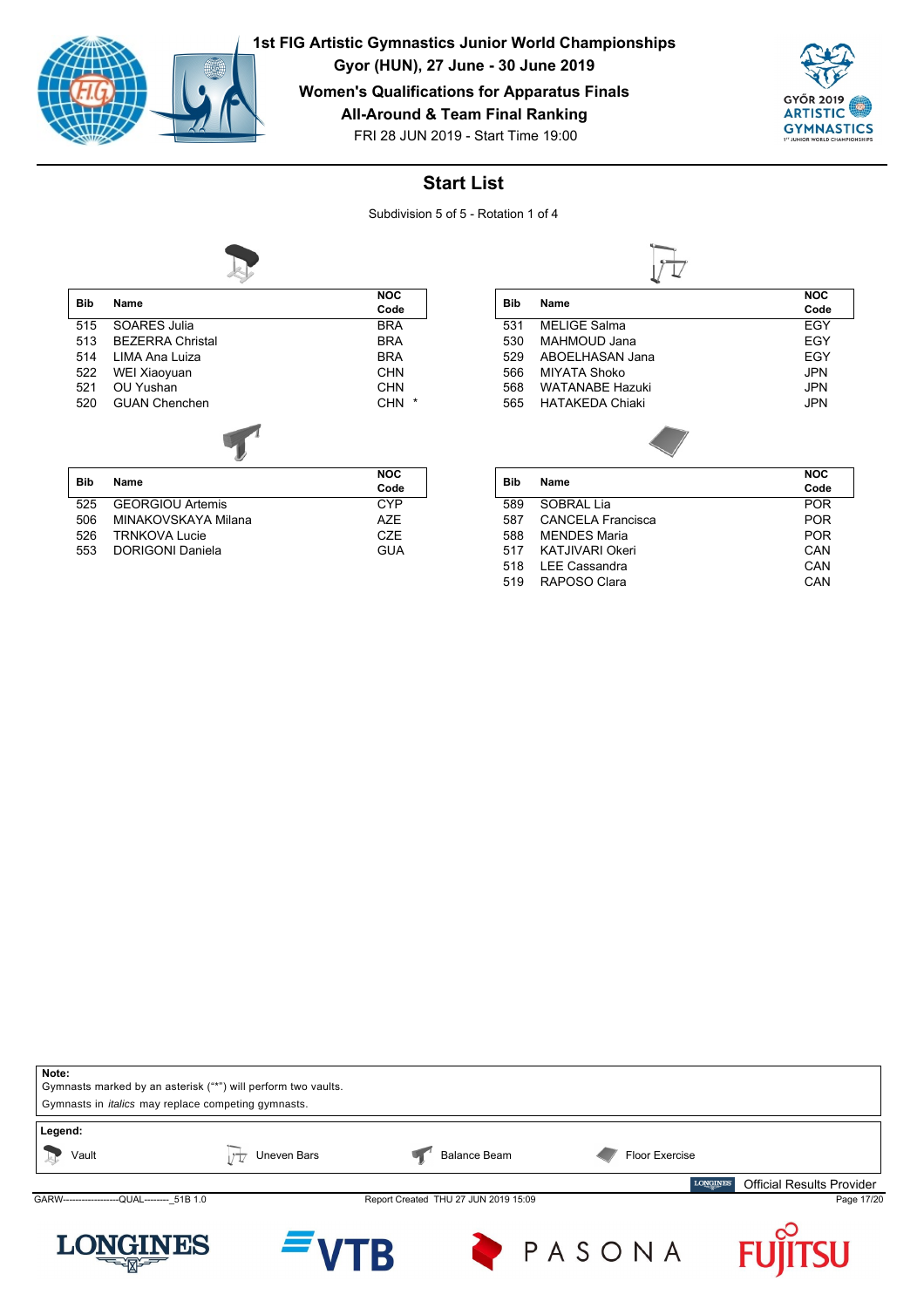# 1st FIG Artistic Gymnastics Junior World Championships

**Gyor (HUN), 27 June - 30 June 2019**

**Women's Qualifications for Apparatus Finals**

**All-Around & Team Final Ranking**

FRI 28 JUN 2019 - Start Time 19:00

## Start List

Subdivision 5 of 5 - Rotation 1 of 4

### Vault

| Bib | Name | NOC Code |
|---|---|---|
| 515 | SOARES Julia | BRA |
| 513 | BEZERRA Christal | BRA |
| 514 | LIMA Ana Luiza | BRA |
| 522 | WEI Xiaoyuan | CHN |
| 521 | OU Yushan | CHN |
| 520 | GUAN Chenchen | CHN * |

### Uneven Bars

| Bib | Name | NOC Code |
|---|---|---|
| 531 | MELIGE Salma | EGY |
| 530 | MAHMOUD Jana | EGY |
| 529 | ABOELHASAN Jana | EGY |
| 566 | MIYATA Shoko | JPN |
| 568 | WATANABE Hazuki | JPN |
| 565 | HATAKEDA Chiaki | JPN |

### Balance Beam

| Bib | Name | NOC Code |
|---|---|---|
| 525 | GEORGIOU Artemis | CYP |
| 506 | MINAKOVSKAYA Milana | AZE |
| 526 | TRNKOVA Lucie | CZE |
| 553 | DORIGONI Daniela | GUA |

### Floor Exercise

| Bib | Name | NOC Code |
|---|---|---|
| 589 | SOBRAL Lia | POR |
| 587 | CANCELA Francisca | POR |
| 588 | MENDES Maria | POR |
| 517 | KATJIVARI Okeri | CAN |
| 518 | LEE Cassandra | CAN |
| 519 | RAPOSO Clara | CAN |

**Note:**
Gymnasts marked by an asterisk ("*") will perform two vaults.
Gymnasts in *italics* may replace competing gymnasts.

**Legend:**
Vault | Uneven Bars | Balance Beam | Floor Exercise

Official Results Provider

GARW------------------QUAL--------_51B 1.0 | Report Created THU 27 JUN 2019 15:09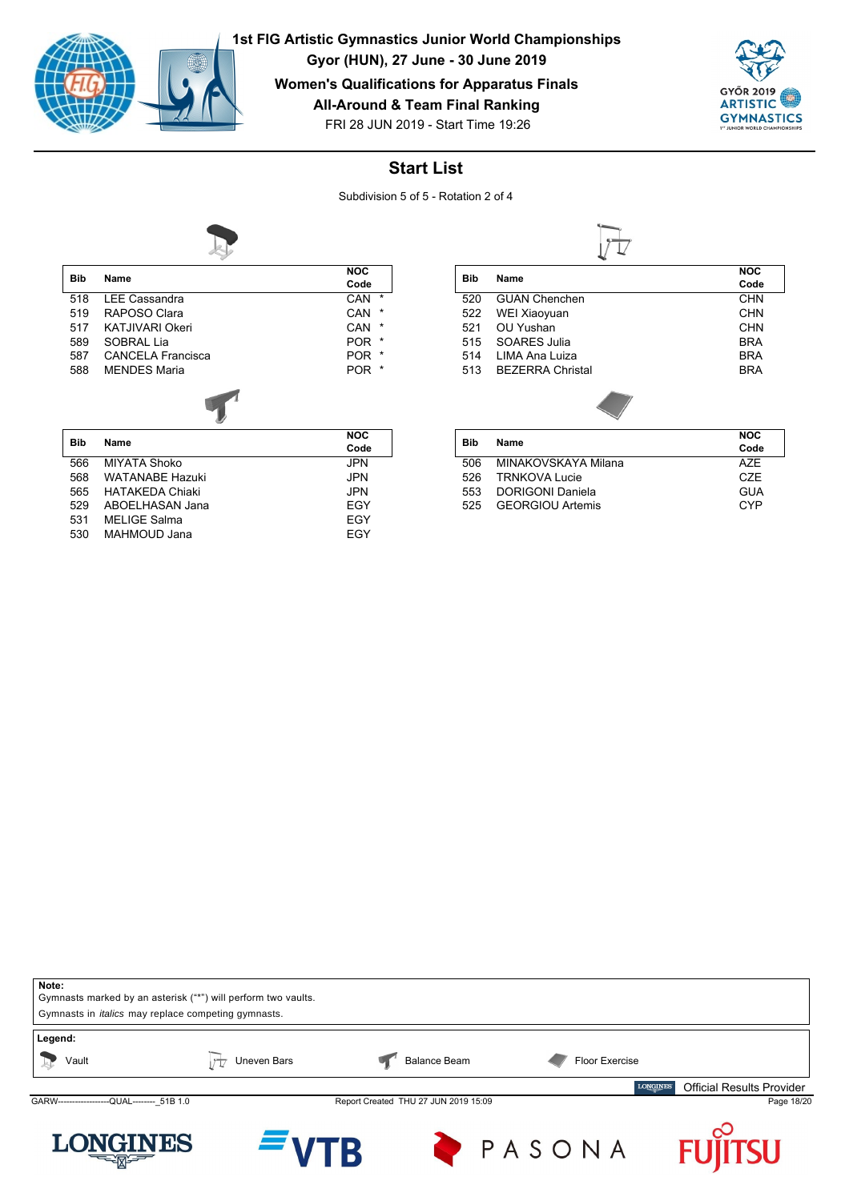# 1st FIG Artistic Gymnastics Junior World Championships

**Gyor (HUN), 27 June - 30 June 2019**

**Women's Qualifications for Apparatus Finals**

**All-Around & Team Final Ranking**

FRI 28 JUN 2019 - Start Time 19:26

## Start List

Subdivision 5 of 5 - Rotation 2 of 4

### Vault

| Bib | Name | NOC Code | |
|---|---|---|---|
| 518 | LEE Cassandra | CAN | * |
| 519 | RAPOSO Clara | CAN | * |
| 517 | KATJIVARI Okeri | CAN | * |
| 589 | SOBRAL Lia | POR | * |
| 587 | CANCELA Francisca | POR | * |
| 588 | MENDES Maria | POR | * |

### Uneven Bars

| Bib | Name | NOC Code |
|---|---|---|
| 520 | GUAN Chenchen | CHN |
| 522 | WEI Xiaoyuan | CHN |
| 521 | OU Yushan | CHN |
| 515 | SOARES Julia | BRA |
| 514 | LIMA Ana Luiza | BRA |
| 513 | BEZERRA Christal | BRA |

### Balance Beam

| Bib | Name | NOC Code |
|---|---|---|
| 566 | MIYATA Shoko | JPN |
| 568 | WATANABE Hazuki | JPN |
| 565 | HATAKEDA Chiaki | JPN |
| 529 | ABOELHASAN Jana | EGY |
| 531 | MELIGE Salma | EGY |
| 530 | MAHMOUD Jana | EGY |

### Floor Exercise

| Bib | Name | NOC Code |
|---|---|---|
| 506 | MINAKOVSKAYA Milana | AZE |
| 526 | TRNKOVA Lucie | CZE |
| 553 | DORIGONI Daniela | GUA |
| 525 | GEORGIOU Artemis | CYP |

**Note:**
Gymnasts marked by an asterisk ("*") will perform two vaults.
Gymnasts in *italics* may replace competing gymnasts.

**Legend:**
Vault — Uneven Bars — Balance Beam — Floor Exercise

Official Results Provider

GARW------------------QUAL--------_51B 1.0 — Report Created THU 27 JUN 2019 15:09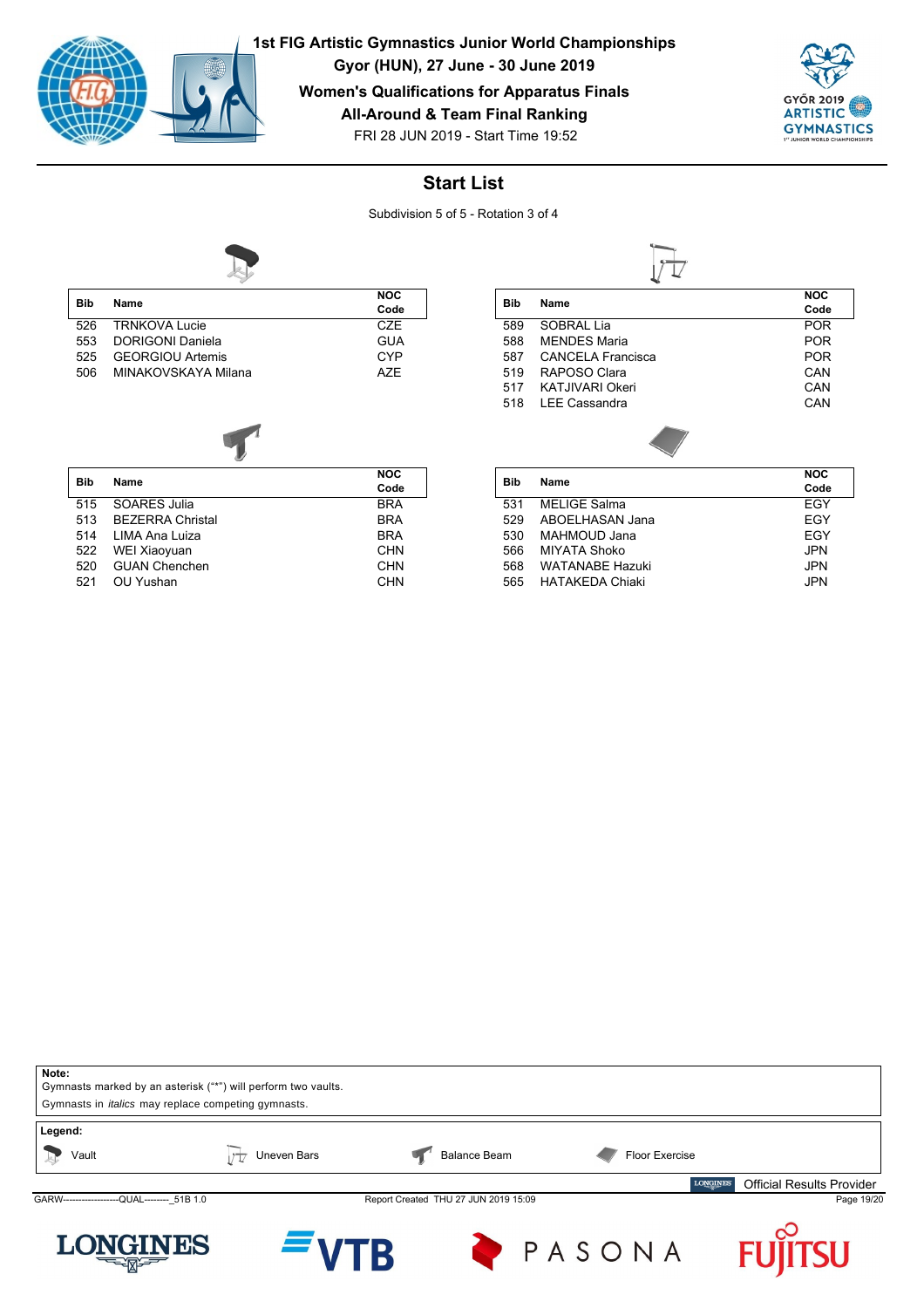# 1st FIG Artistic Gymnastics Junior World Championships

**Gyor (HUN), 27 June - 30 June 2019**

**Women's Qualifications for Apparatus Finals**

**All-Around & Team Final Ranking**

FRI 28 JUN 2019 - Start Time 19:52

## Start List

Subdivision 5 of 5 - Rotation 3 of 4

**Vault**

| Bib | Name | NOC Code |
|---|---|---|
| 526 | TRNKOVA Lucie | CZE |
| 553 | DORIGONI Daniela | GUA |
| 525 | GEORGIOU Artemis | CYP |
| 506 | MINAKOVSKAYA Milana | AZE |

**Uneven Bars**

| Bib | Name | NOC Code |
|---|---|---|
| 589 | SOBRAL Lia | POR |
| 588 | MENDES Maria | POR |
| 587 | CANCELA Francisca | POR |
| 519 | RAPOSO Clara | CAN |
| 517 | KATJIVARI Okeri | CAN |
| 518 | LEE Cassandra | CAN |

**Balance Beam**

| Bib | Name | NOC Code |
|---|---|---|
| 515 | SOARES Julia | BRA |
| 513 | BEZERRA Christal | BRA |
| 514 | LIMA Ana Luiza | BRA |
| 522 | WEI Xiaoyuan | CHN |
| 520 | GUAN Chenchen | CHN |
| 521 | OU Yushan | CHN |

**Floor Exercise**

| Bib | Name | NOC Code |
|---|---|---|
| 531 | MELIGE Salma | EGY |
| 529 | ABOELHASAN Jana | EGY |
| 530 | MAHMOUD Jana | EGY |
| 566 | MIYATA Shoko | JPN |
| 568 | WATANABE Hazuki | JPN |
| 565 | HATAKEDA Chiaki | JPN |

**Note:**
Gymnasts marked by an asterisk ("*") will perform two vaults.
Gymnasts in *italics* may replace competing gymnasts.

**Legend:**
Vault | Uneven Bars | Balance Beam | Floor Exercise

Official Results Provider

GARW------------------QUAL--------_51B 1.0 Report Created THU 27 JUN 2019 15:09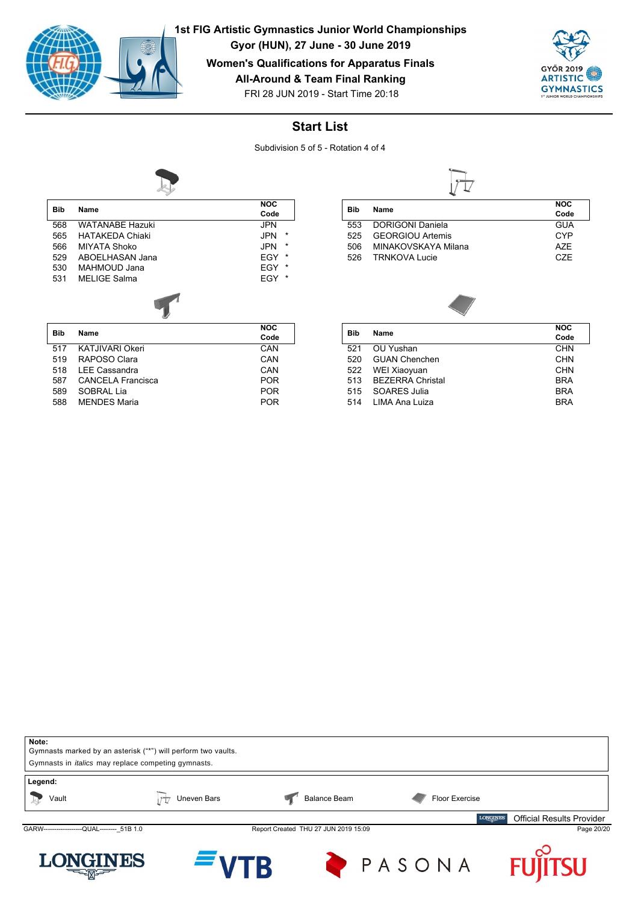# 1st FIG Artistic Gymnastics Junior World Championships

**Gyor (HUN), 27 June - 30 June 2019**

**Women's Qualifications for Apparatus Finals**

**All-Around & Team Final Ranking**

FRI 28 JUN 2019 - Start Time 20:18

## Start List

Subdivision 5 of 5 - Rotation 4 of 4

**Vault**

| Bib | Name | NOC Code | |
|---|---|---|---|
| 568 | WATANABE Hazuki | JPN | |
| 565 | HATAKEDA Chiaki | JPN | * |
| 566 | MIYATA Shoko | JPN | * |
| 529 | ABOELHASAN Jana | EGY | * |
| 530 | MAHMOUD Jana | EGY | * |
| 531 | MELIGE Salma | EGY | * |

**Uneven Bars**

| Bib | Name | NOC Code |
|---|---|---|
| 553 | DORIGONI Daniela | GUA |
| 525 | GEORGIOU Artemis | CYP |
| 506 | MINAKOVSKAYA Milana | AZE |
| 526 | TRNKOVA Lucie | CZE |

**Balance Beam**

| Bib | Name | NOC Code |
|---|---|---|
| 517 | KATJIVARI Okeri | CAN |
| 519 | RAPOSO Clara | CAN |
| 518 | LEE Cassandra | CAN |
| 587 | CANCELA Francisca | POR |
| 589 | SOBRAL Lia | POR |
| 588 | MENDES Maria | POR |

**Floor Exercise**

| Bib | Name | NOC Code |
|---|---|---|
| 521 | OU Yushan | CHN |
| 520 | GUAN Chenchen | CHN |
| 522 | WEI Xiaoyuan | CHN |
| 513 | BEZERRA Christal | BRA |
| 515 | SOARES Julia | BRA |
| 514 | LIMA Ana Luiza | BRA |

**Note:**
Gymnasts marked by an asterisk ("*") will perform two vaults.
Gymnasts in *italics* may replace competing gymnasts.

**Legend:**
Vault | Uneven Bars | Balance Beam | Floor Exercise

Official Results Provider

GARW------------------QUAL--------_51B 1.0 Report Created THU 27 JUN 2019 15:09